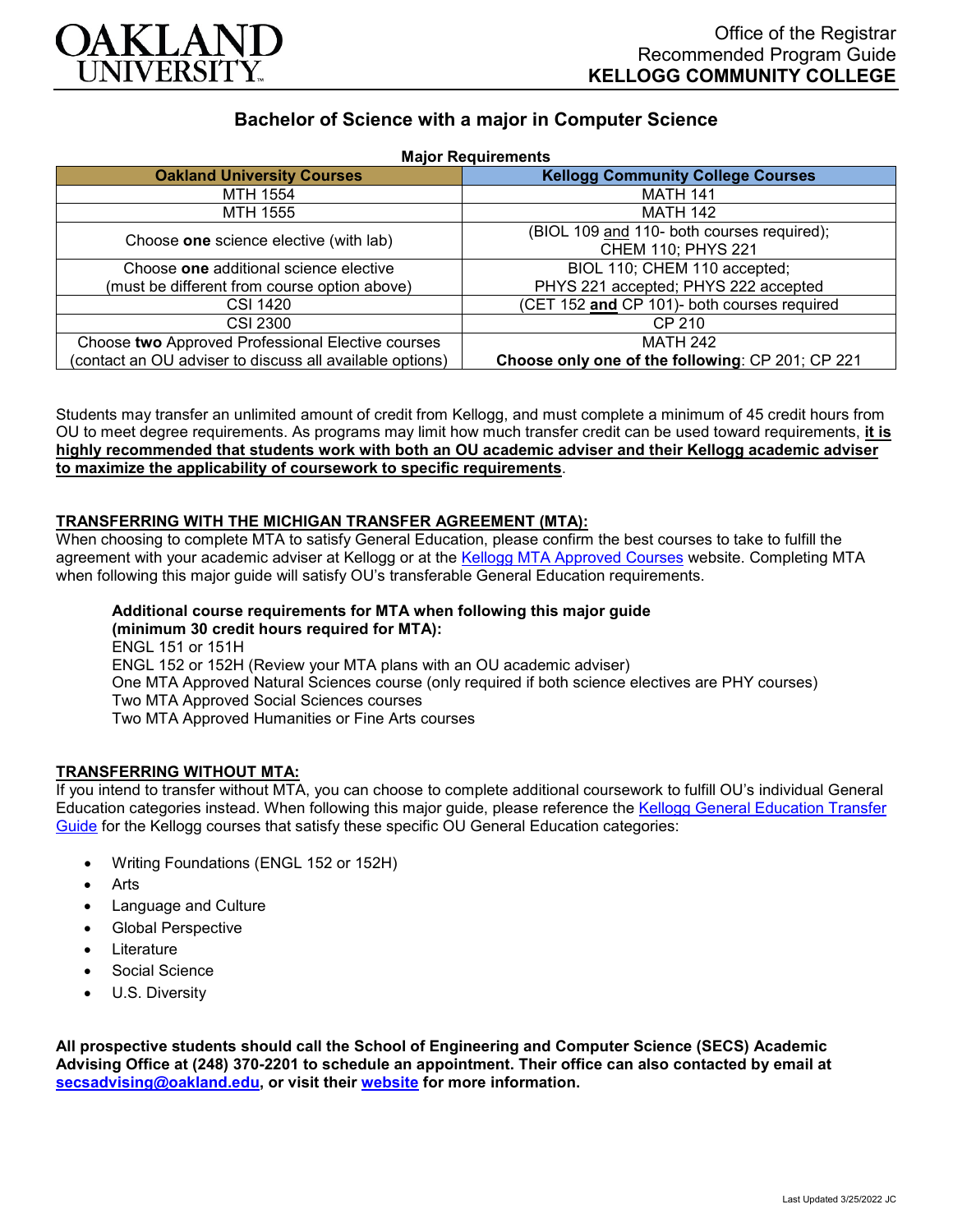Office of the Registrar
Recommended Program Guide
**KELLOGG COMMUNITY COLLEGE**

## Bachelor of Science with a major in Computer Science

**Major Requirements**

| Oakland University Courses | Kellogg Community College Courses |
|---|---|
| MTH 1554 | MATH 141 |
| MTH 1555 | MATH 142 |
| Choose **one** science elective (with lab) | (BIOL 109 and 110- both courses required); CHEM 110; PHYS 221 |
| Choose **one** additional science elective (must be different from course option above) | BIOL 110; CHEM 110 accepted; PHYS 221 accepted; PHYS 222 accepted |
| CSI 1420 | (CET 152 **and** CP 101)- both courses required |
| CSI 2300 | CP 210 |
| Choose **two** Approved Professional Elective courses (contact an OU adviser to discuss all available options) | MATH 242<br>**Choose only one of the following**: CP 201; CP 221 |

Students may transfer an unlimited amount of credit from Kellogg, and must complete a minimum of 45 credit hours from OU to meet degree requirements. As programs may limit how much transfer credit can be used toward requirements, **it is highly recommended that students work with both an OU academic adviser and their Kellogg academic adviser to maximize the applicability of coursework to specific requirements**.

### TRANSFERRING WITH THE MICHIGAN TRANSFER AGREEMENT (MTA):

When choosing to complete MTA to satisfy General Education, please confirm the best courses to take to fulfill the agreement with your academic adviser at Kellogg or at the Kellogg MTA Approved Courses website. Completing MTA when following this major guide will satisfy OU's transferable General Education requirements.

**Additional course requirements for MTA when following this major guide (minimum 30 credit hours required for MTA):**
ENGL 151 or 151H
ENGL 152 or 152H (Review your MTA plans with an OU academic adviser)
One MTA Approved Natural Sciences course (only required if both science electives are PHY courses)
Two MTA Approved Social Sciences courses
Two MTA Approved Humanities or Fine Arts courses

### TRANSFERRING WITHOUT MTA:

If you intend to transfer without MTA, you can choose to complete additional coursework to fulfill OU's individual General Education categories instead. When following this major guide, please reference the Kellogg General Education Transfer Guide for the Kellogg courses that satisfy these specific OU General Education categories:

- Writing Foundations (ENGL 152 or 152H)
- Arts
- Language and Culture
- Global Perspective
- Literature
- Social Science
- U.S. Diversity

**All prospective students should call the School of Engineering and Computer Science (SECS) Academic Advising Office at (248) 370-2201 to schedule an appointment. Their office can also contacted by email at secsadvising@oakland.edu, or visit their website for more information.**

Last Updated 3/25/2022 JC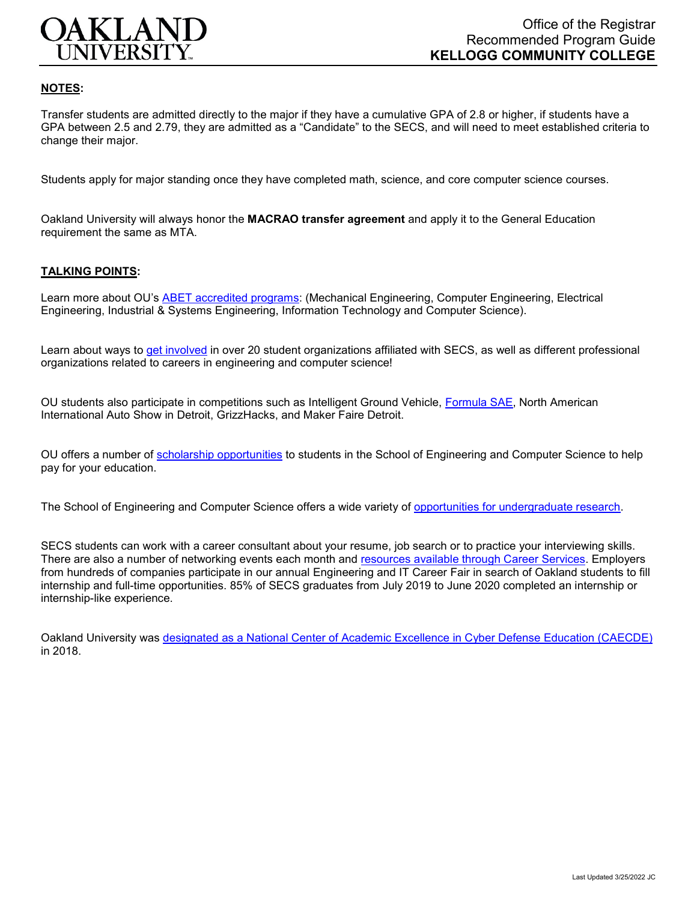**NOTES:**

Transfer students are admitted directly to the major if they have a cumulative GPA of 2.8 or higher, if students have a GPA between 2.5 and 2.79, they are admitted as a "Candidate" to the SECS, and will need to meet established criteria to change their major.

Students apply for major standing once they have completed math, science, and core computer science courses.

Oakland University will always honor the **MACRAO transfer agreement** and apply it to the General Education requirement the same as MTA.

**TALKING POINTS:**

Learn more about OU's ABET accredited programs: (Mechanical Engineering, Computer Engineering, Electrical Engineering, Industrial & Systems Engineering, Information Technology and Computer Science).

Learn about ways to get involved in over 20 student organizations affiliated with SECS, as well as different professional organizations related to careers in engineering and computer science!

OU students also participate in competitions such as Intelligent Ground Vehicle, Formula SAE, North American International Auto Show in Detroit, GrizzHacks, and Maker Faire Detroit.

OU offers a number of scholarship opportunities to students in the School of Engineering and Computer Science to help pay for your education.

The School of Engineering and Computer Science offers a wide variety of opportunities for undergraduate research.

SECS students can work with a career consultant about your resume, job search or to practice your interviewing skills. There are also a number of networking events each month and resources available through Career Services. Employers from hundreds of companies participate in our annual Engineering and IT Career Fair in search of Oakland students to fill internship and full-time opportunities. 85% of SECS graduates from July 2019 to June 2020 completed an internship or internship-like experience.

Oakland University was designated as a National Center of Academic Excellence in Cyber Defense Education (CAECDE) in 2018.